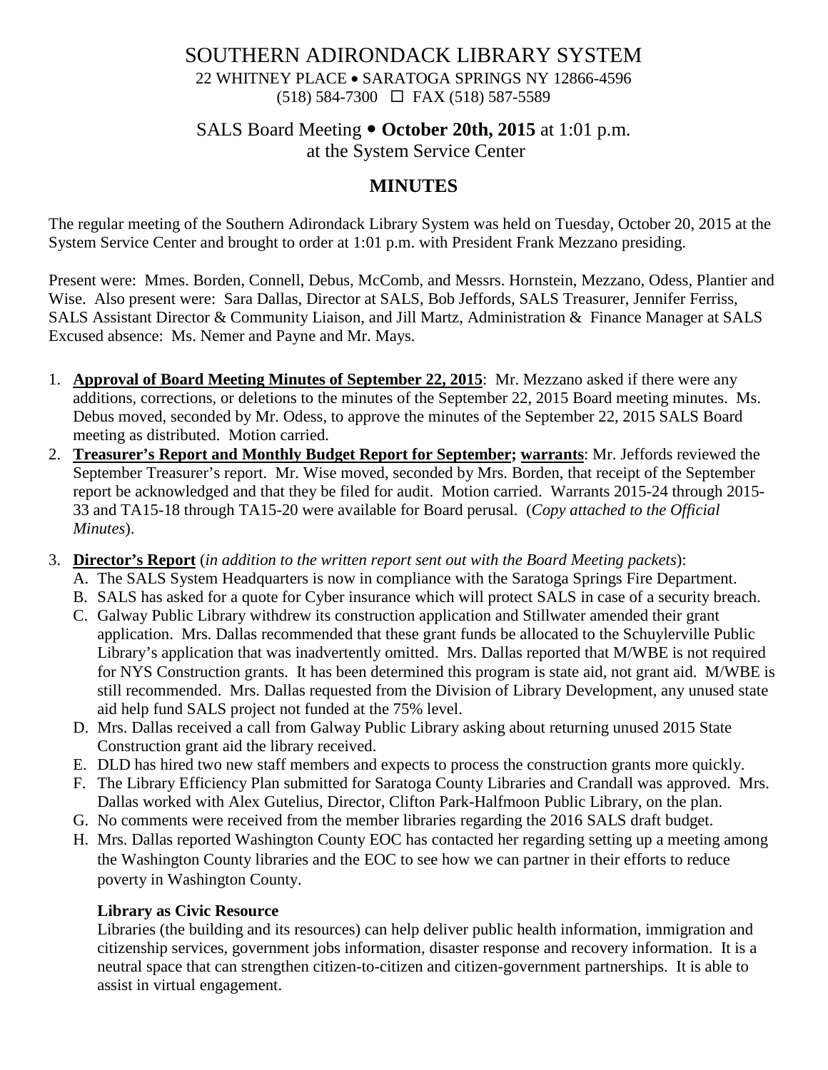# SOUTHERN ADIRONDACK LIBRARY SYSTEM

22 WHITNEY PLACE • SARATOGA SPRINGS NY 12866-4596
(518) 584-7300 ☐ FAX (518) 587-5589

## SALS Board Meeting • **October 20th, 2015** at 1:01 p.m.
at the System Service Center

## MINUTES

The regular meeting of the Southern Adirondack Library System was held on Tuesday, October 20, 2015 at the System Service Center and brought to order at 1:01 p.m. with President Frank Mezzano presiding.

Present were: Mmes. Borden, Connell, Debus, McComb, and Messrs. Hornstein, Mezzano, Odess, Plantier and Wise. Also present were: Sara Dallas, Director at SALS, Bob Jeffords, SALS Treasurer, Jennifer Ferriss, SALS Assistant Director & Community Liaison, and Jill Martz, Administration & Finance Manager at SALS Excused absence: Ms. Nemer and Payne and Mr. Mays.

1. **Approval of Board Meeting Minutes of September 22, 2015**: Mr. Mezzano asked if there were any additions, corrections, or deletions to the minutes of the September 22, 2015 Board meeting minutes. Ms. Debus moved, seconded by Mr. Odess, to approve the minutes of the September 22, 2015 SALS Board meeting as distributed. Motion carried.
2. **Treasurer's Report and Monthly Budget Report for September; warrants**: Mr. Jeffords reviewed the September Treasurer's report. Mr. Wise moved, seconded by Mrs. Borden, that receipt of the September report be acknowledged and that they be filed for audit. Motion carried. Warrants 2015-24 through 2015-33 and TA15-18 through TA15-20 were available for Board perusal. (*Copy attached to the Official Minutes*).
3. **Director's Report** (*in addition to the written report sent out with the Board Meeting packets*):
   A. The SALS System Headquarters is now in compliance with the Saratoga Springs Fire Department.
   B. SALS has asked for a quote for Cyber insurance which will protect SALS in case of a security breach.
   C. Galway Public Library withdrew its construction application and Stillwater amended their grant application. Mrs. Dallas recommended that these grant funds be allocated to the Schuylerville Public Library's application that was inadvertently omitted. Mrs. Dallas reported that M/WBE is not required for NYS Construction grants. It has been determined this program is state aid, not grant aid. M/WBE is still recommended. Mrs. Dallas requested from the Division of Library Development, any unused state aid help fund SALS project not funded at the 75% level.
   D. Mrs. Dallas received a call from Galway Public Library asking about returning unused 2015 State Construction grant aid the library received.
   E. DLD has hired two new staff members and expects to process the construction grants more quickly.
   F. The Library Efficiency Plan submitted for Saratoga County Libraries and Crandall was approved. Mrs. Dallas worked with Alex Gutelius, Director, Clifton Park-Halfmoon Public Library, on the plan.
   G. No comments were received from the member libraries regarding the 2016 SALS draft budget.
   H. Mrs. Dallas reported Washington County EOC has contacted her regarding setting up a meeting among the Washington County libraries and the EOC to see how we can partner in their efforts to reduce poverty in Washington County.

   **Library as Civic Resource**

   Libraries (the building and its resources) can help deliver public health information, immigration and citizenship services, government jobs information, disaster response and recovery information. It is a neutral space that can strengthen citizen-to-citizen and citizen-government partnerships. It is able to assist in virtual engagement.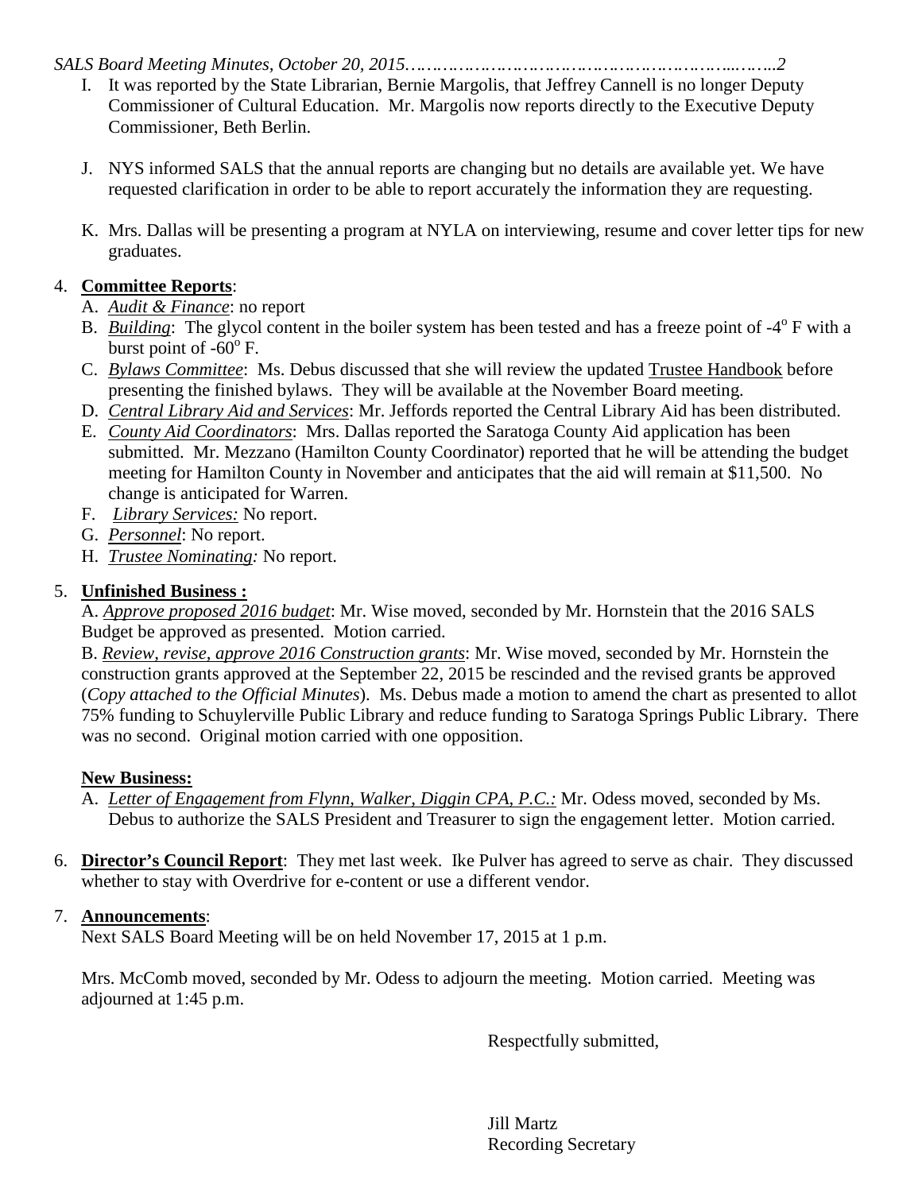I. It was reported by the State Librarian, Bernie Margolis, that Jeffrey Cannell is no longer Deputy Commissioner of Cultural Education. Mr. Margolis now reports directly to the Executive Deputy Commissioner, Beth Berlin.

J. NYS informed SALS that the annual reports are changing but no details are available yet. We have requested clarification in order to be able to report accurately the information they are requesting.

K. Mrs. Dallas will be presenting a program at NYLA on interviewing, resume and cover letter tips for new graduates.

4. **Committee Reports**:
   A. *Audit & Finance*: no report
   B. *Building*: The glycol content in the boiler system has been tested and has a freeze point of -4$^{o}$ F with a burst point of -60$^{o}$ F.
   C. *Bylaws Committee*: Ms. Debus discussed that she will review the updated Trustee Handbook before presenting the finished bylaws. They will be available at the November Board meeting.
   D. *Central Library Aid and Services*: Mr. Jeffords reported the Central Library Aid has been distributed.
   E. *County Aid Coordinators*: Mrs. Dallas reported the Saratoga County Aid application has been submitted. Mr. Mezzano (Hamilton County Coordinator) reported that he will be attending the budget meeting for Hamilton County in November and anticipates that the aid will remain at $11,500. No change is anticipated for Warren.
   F. *Library Services:* No report.
   G. *Personnel*: No report.
   H. *Trustee Nominating:* No report.

5. **Unfinished Business :**
   A. *Approve proposed 2016 budget*: Mr. Wise moved, seconded by Mr. Hornstein that the 2016 SALS Budget be approved as presented. Motion carried.
   B. *Review, revise, approve 2016 Construction grants*: Mr. Wise moved, seconded by Mr. Hornstein the construction grants approved at the September 22, 2015 be rescinded and the revised grants be approved (*Copy attached to the Official Minutes*). Ms. Debus made a motion to amend the chart as presented to allot 75% funding to Schuylerville Public Library and reduce funding to Saratoga Springs Public Library. There was no second. Original motion carried with one opposition.

   **New Business:**
   A. *Letter of Engagement from Flynn, Walker, Diggin CPA, P.C.:* Mr. Odess moved, seconded by Ms. Debus to authorize the SALS President and Treasurer to sign the engagement letter. Motion carried.

6. **Director's Council Report**: They met last week. Ike Pulver has agreed to serve as chair. They discussed whether to stay with Overdrive for e-content or use a different vendor.

7. **Announcements**:
   Next SALS Board Meeting will be on held November 17, 2015 at 1 p.m.

   Mrs. McComb moved, seconded by Mr. Odess to adjourn the meeting. Motion carried. Meeting was adjourned at 1:45 p.m.

Respectfully submitted,

Jill Martz
Recording Secretary